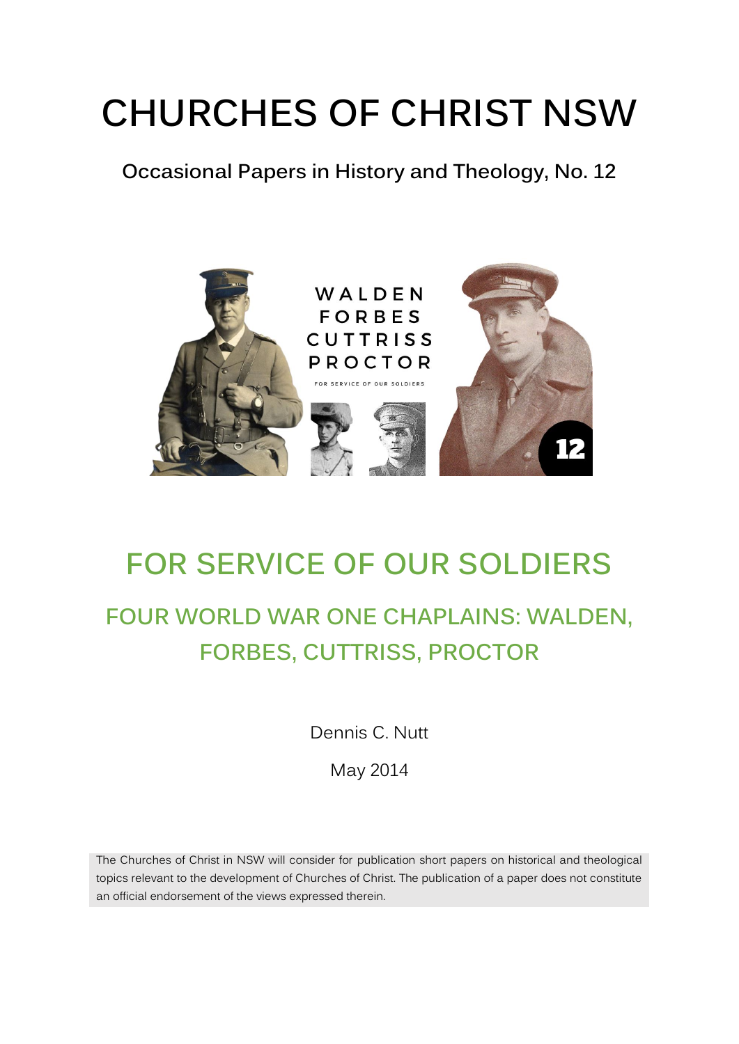# CHURCHES OF CHRIST NSW

**Occasional Papers in History and Theology, No. 12**

WALDEN
FORBES
CUTTRISS
PROCTOR

FOR SERVICE OF OUR SOLDIERS

12

## FOR SERVICE OF OUR SOLDIERS

### FOUR WORLD WAR ONE CHAPLAINS: WALDEN, FORBES, CUTTRISS, PROCTOR

Dennis C. Nutt

May 2014

The Churches of Christ in NSW will consider for publication short papers on historical and theological topics relevant to the development of Churches of Christ. The publication of a paper does not constitute an official endorsement of the views expressed therein.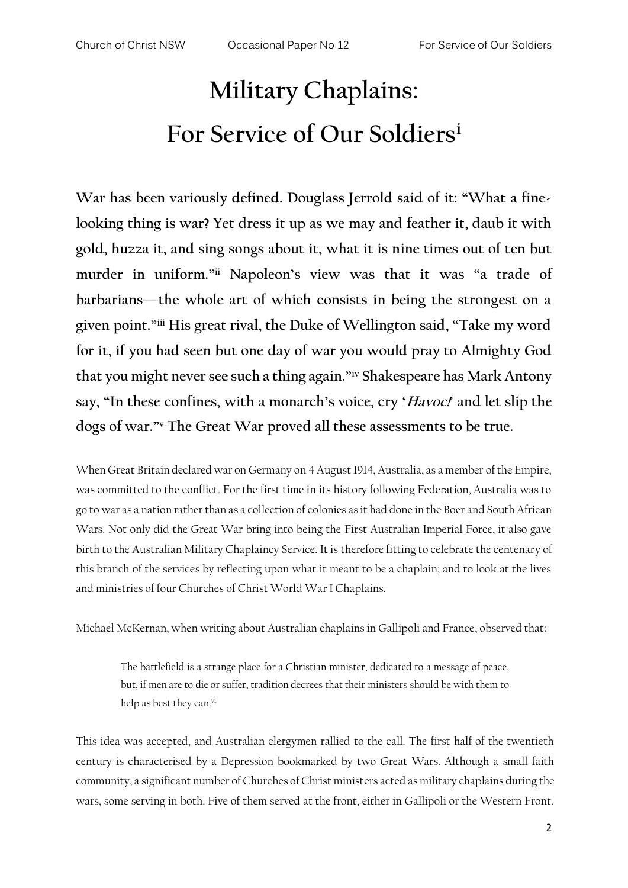# Military Chaplains: For Service of Our Soldiers[i]

**War has been variously defined. Douglass Jerrold said of it: "What a fine-looking thing is war? Yet dress it up as we may and feather it, daub it with gold, huzza it, and sing songs about it, what it is nine times out of ten but murder in uniform."[ii] Napoleon's view was that it was "a trade of barbarians—the whole art of which consists in being the strongest on a given point."[iii] His great rival, the Duke of Wellington said, "Take my word for it, if you had seen but one day of war you would pray to Almighty God that you might never see such a thing again."[iv] Shakespeare has Mark Antony say, "In these confines, with a monarch's voice, cry '*Havoc!*' and let slip the dogs of war."[v] The Great War proved all these assessments to be true.**

When Great Britain declared war on Germany on 4 August 1914, Australia, as a member of the Empire, was committed to the conflict. For the first time in its history following Federation, Australia was to go to war as a nation rather than as a collection of colonies as it had done in the Boer and South African Wars. Not only did the Great War bring into being the First Australian Imperial Force, it also gave birth to the Australian Military Chaplaincy Service. It is therefore fitting to celebrate the centenary of this branch of the services by reflecting upon what it meant to be a chaplain; and to look at the lives and ministries of four Churches of Christ World War I Chaplains.

Michael McKernan, when writing about Australian chaplains in Gallipoli and France, observed that:

> The battlefield is a strange place for a Christian minister, dedicated to a message of peace, but, if men are to die or suffer, tradition decrees that their ministers should be with them to help as best they can.[vi]

This idea was accepted, and Australian clergymen rallied to the call. The first half of the twentieth century is characterised by a Depression bookmarked by two Great Wars. Although a small faith community, a significant number of Churches of Christ ministers acted as military chaplains during the wars, some serving in both. Five of them served at the front, either in Gallipoli or the Western Front.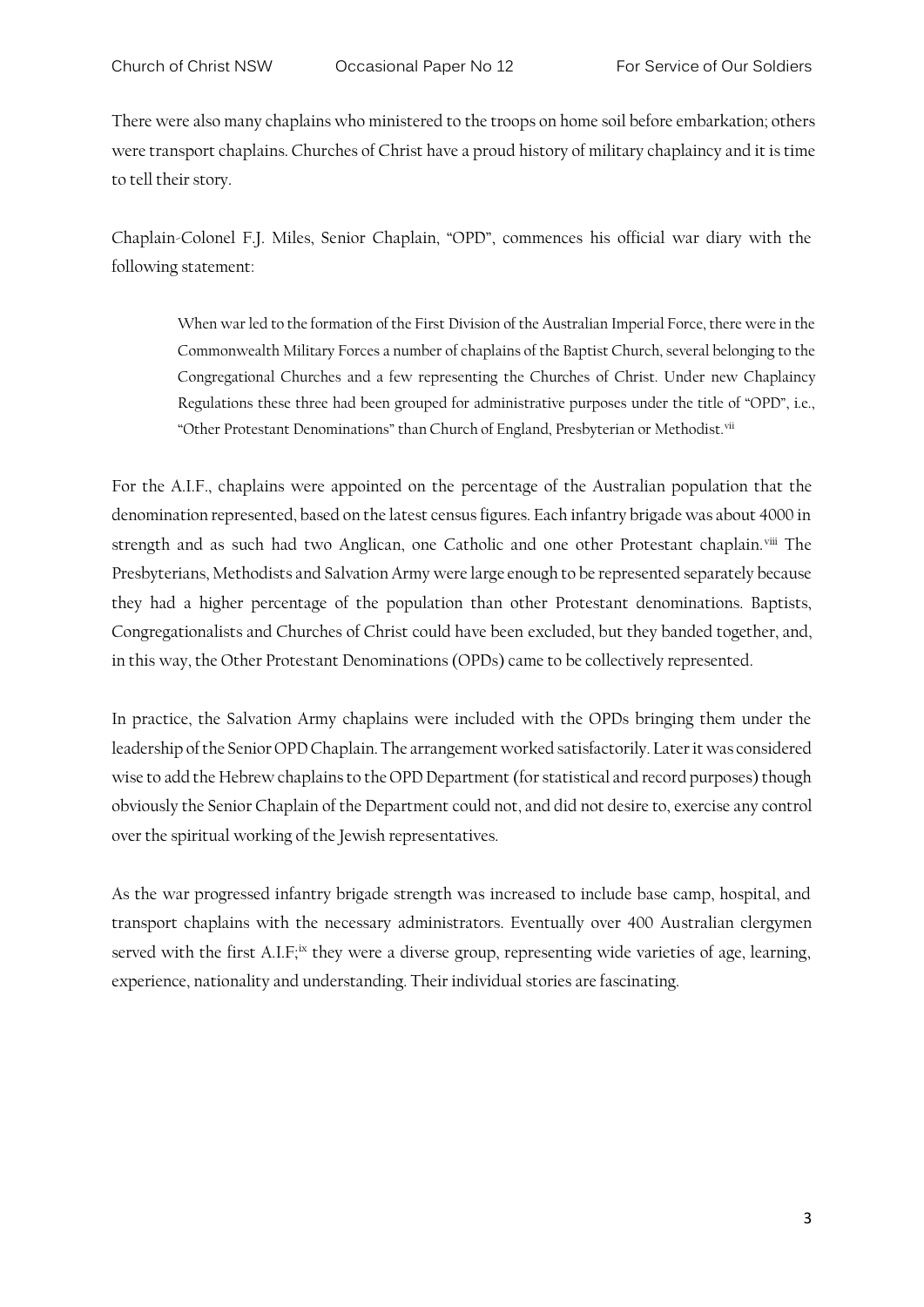There were also many chaplains who ministered to the troops on home soil before embarkation; others were transport chaplains. Churches of Christ have a proud history of military chaplaincy and it is time to tell their story.

Chaplain-Colonel F.J. Miles, Senior Chaplain, "OPD", commences his official war diary with the following statement:

> When war led to the formation of the First Division of the Australian Imperial Force, there were in the Commonwealth Military Forces a number of chaplains of the Baptist Church, several belonging to the Congregational Churches and a few representing the Churches of Christ. Under new Chaplaincy Regulations these three had been grouped for administrative purposes under the title of "OPD", i.e., "Other Protestant Denominations" than Church of England, Presbyterian or Methodist.[vii]

For the A.I.F., chaplains were appointed on the percentage of the Australian population that the denomination represented, based on the latest census figures. Each infantry brigade was about 4000 in strength and as such had two Anglican, one Catholic and one other Protestant chaplain.[viii] The Presbyterians, Methodists and Salvation Army were large enough to be represented separately because they had a higher percentage of the population than other Protestant denominations. Baptists, Congregationalists and Churches of Christ could have been excluded, but they banded together, and, in this way, the Other Protestant Denominations (OPDs) came to be collectively represented.

In practice, the Salvation Army chaplains were included with the OPDs bringing them under the leadership of the Senior OPD Chaplain. The arrangement worked satisfactorily. Later it was considered wise to add the Hebrew chaplains to the OPD Department (for statistical and record purposes) though obviously the Senior Chaplain of the Department could not, and did not desire to, exercise any control over the spiritual working of the Jewish representatives.

As the war progressed infantry brigade strength was increased to include base camp, hospital, and transport chaplains with the necessary administrators. Eventually over 400 Australian clergymen served with the first A.I.F;[ix] they were a diverse group, representing wide varieties of age, learning, experience, nationality and understanding. Their individual stories are fascinating.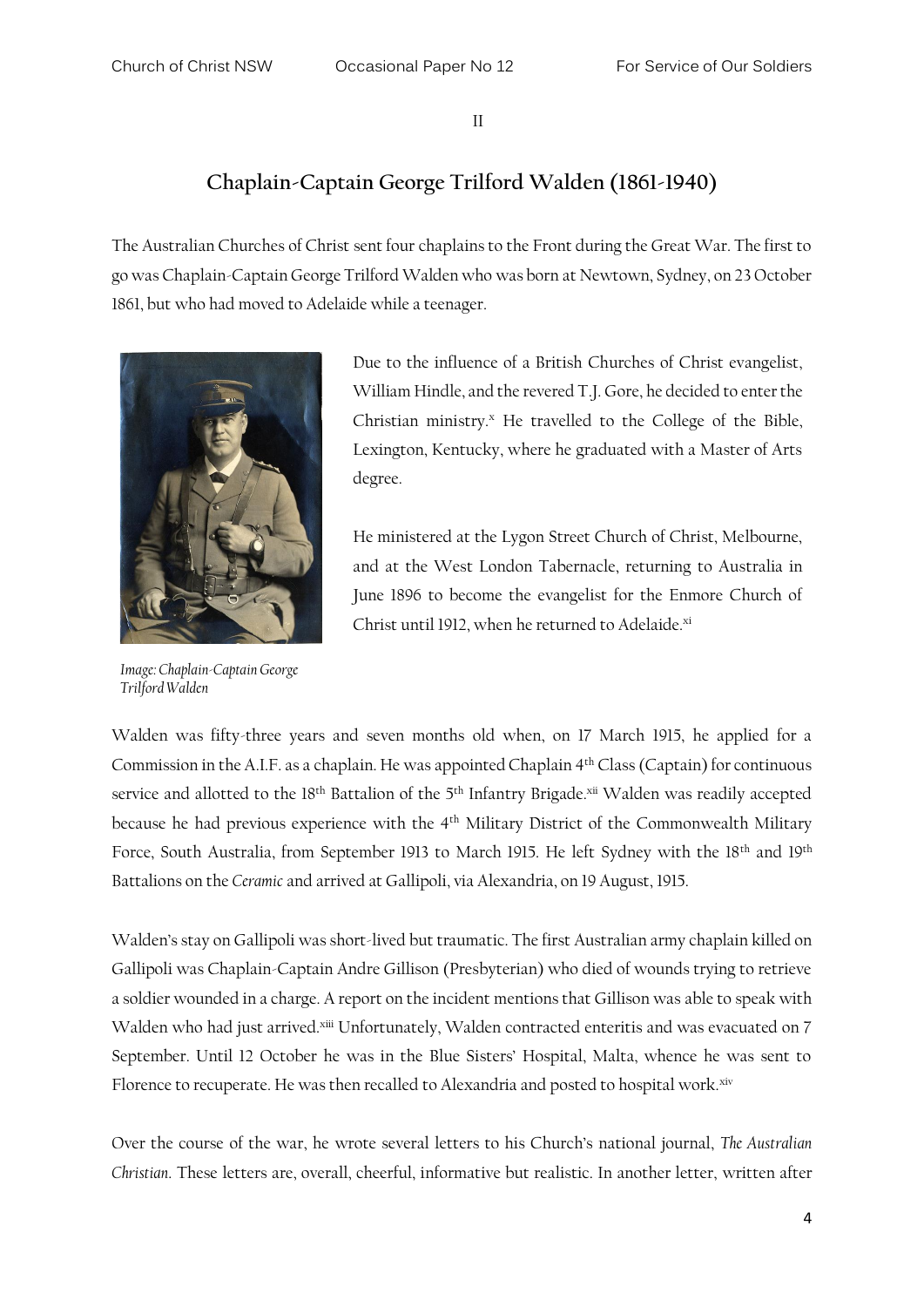II

## Chaplain-Captain George Trilford Walden (1861-1940)

The Australian Churches of Christ sent four chaplains to the Front during the Great War. The first to go was Chaplain-Captain George Trilford Walden who was born at Newtown, Sydney, on 23 October 1861, but who had moved to Adelaide while a teenager.

Due to the influence of a British Churches of Christ evangelist, William Hindle, and the revered T.J. Gore, he decided to enter the Christian ministry.[x] He travelled to the College of the Bible, Lexington, Kentucky, where he graduated with a Master of Arts degree.

He ministered at the Lygon Street Church of Christ, Melbourne, and at the West London Tabernacle, returning to Australia in June 1896 to become the evangelist for the Enmore Church of Christ until 1912, when he returned to Adelaide.[xi]

*Image: Chaplain-Captain George Trilford Walden*

Walden was fifty-three years and seven months old when, on 17 March 1915, he applied for a Commission in the A.I.F. as a chaplain. He was appointed Chaplain 4th Class (Captain) for continuous service and allotted to the 18th Battalion of the 5th Infantry Brigade.[xii] Walden was readily accepted because he had previous experience with the 4th Military District of the Commonwealth Military Force, South Australia, from September 1913 to March 1915. He left Sydney with the 18th and 19th Battalions on the *Ceramic* and arrived at Gallipoli, via Alexandria, on 19 August, 1915.

Walden's stay on Gallipoli was short-lived but traumatic. The first Australian army chaplain killed on Gallipoli was Chaplain-Captain Andre Gillison (Presbyterian) who died of wounds trying to retrieve a soldier wounded in a charge. A report on the incident mentions that Gillison was able to speak with Walden who had just arrived.[xiii] Unfortunately, Walden contracted enteritis and was evacuated on 7 September. Until 12 October he was in the Blue Sisters' Hospital, Malta, whence he was sent to Florence to recuperate. He was then recalled to Alexandria and posted to hospital work.[xiv]

Over the course of the war, he wrote several letters to his Church's national journal, *The Australian Christian*. These letters are, overall, cheerful, informative but realistic. In another letter, written after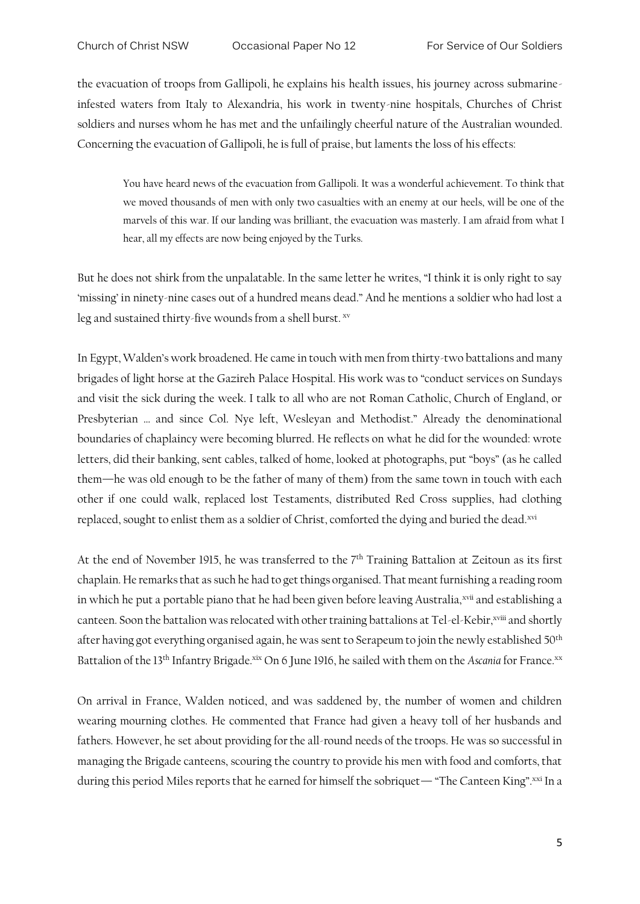the evacuation of troops from Gallipoli, he explains his health issues, his journey across submarine-infested waters from Italy to Alexandria, his work in twenty-nine hospitals, Churches of Christ soldiers and nurses whom he has met and the unfailingly cheerful nature of the Australian wounded. Concerning the evacuation of Gallipoli, he is full of praise, but laments the loss of his effects:

> You have heard news of the evacuation from Gallipoli. It was a wonderful achievement. To think that we moved thousands of men with only two casualties with an enemy at our heels, will be one of the marvels of this war. If our landing was brilliant, the evacuation was masterly. I am afraid from what I hear, all my effects are now being enjoyed by the Turks.

But he does not shirk from the unpalatable. In the same letter he writes, "I think it is only right to say 'missing' in ninety-nine cases out of a hundred means dead." And he mentions a soldier who had lost a leg and sustained thirty-five wounds from a shell burst. [xv]

In Egypt, Walden's work broadened. He came in touch with men from thirty-two battalions and many brigades of light horse at the Gazireh Palace Hospital. His work was to "conduct services on Sundays and visit the sick during the week. I talk to all who are not Roman Catholic, Church of England, or Presbyterian … and since Col. Nye left, Wesleyan and Methodist." Already the denominational boundaries of chaplaincy were becoming blurred. He reflects on what he did for the wounded: wrote letters, did their banking, sent cables, talked of home, looked at photographs, put "boys" (as he called them—he was old enough to be the father of many of them) from the same town in touch with each other if one could walk, replaced lost Testaments, distributed Red Cross supplies, had clothing replaced, sought to enlist them as a soldier of Christ, comforted the dying and buried the dead.[xvi]

At the end of November 1915, he was transferred to the 7th Training Battalion at Zeitoun as its first chaplain. He remarks that as such he had to get things organised. That meant furnishing a reading room in which he put a portable piano that he had been given before leaving Australia,[xvii] and establishing a canteen. Soon the battalion was relocated with other training battalions at Tel-el-Kebir,[xviii] and shortly after having got everything organised again, he was sent to Serapeum to join the newly established 50th Battalion of the 13th Infantry Brigade.[xix] On 6 June 1916, he sailed with them on the *Ascania* for France.[xx]

On arrival in France, Walden noticed, and was saddened by, the number of women and children wearing mourning clothes. He commented that France had given a heavy toll of her husbands and fathers. However, he set about providing for the all-round needs of the troops. He was so successful in managing the Brigade canteens, scouring the country to provide his men with food and comforts, that during this period Miles reports that he earned for himself the sobriquet— "The Canteen King".[xxi] In a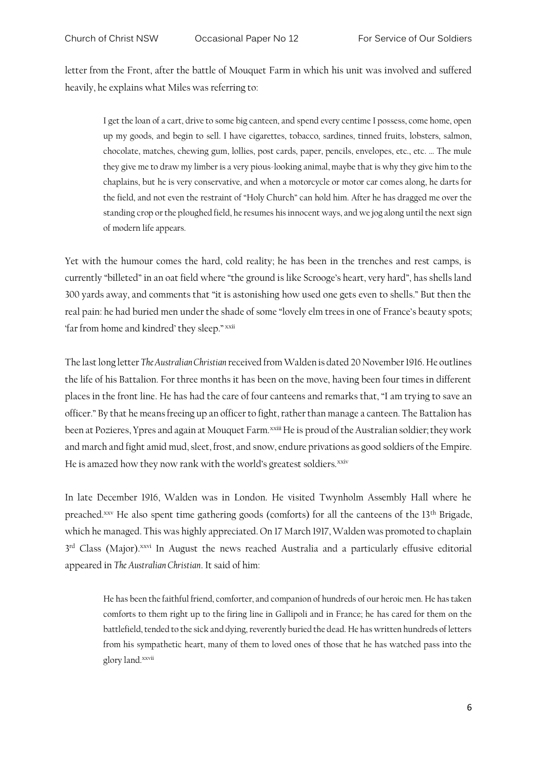letter from the Front, after the battle of Mouquet Farm in which his unit was involved and suffered heavily, he explains what Miles was referring to:

> I get the loan of a cart, drive to some big canteen, and spend every centime I possess, come home, open up my goods, and begin to sell. I have cigarettes, tobacco, sardines, tinned fruits, lobsters, salmon, chocolate, matches, chewing gum, lollies, post cards, paper, pencils, envelopes, etc., etc. … The mule they give me to draw my limber is a very pious-looking animal, maybe that is why they give him to the chaplains, but he is very conservative, and when a motorcycle or motor car comes along, he darts for the field, and not even the restraint of "Holy Church" can hold him. After he has dragged me over the standing crop or the ploughed field, he resumes his innocent ways, and we jog along until the next sign of modern life appears.

Yet with the humour comes the hard, cold reality; he has been in the trenches and rest camps, is currently "billeted" in an oat field where "the ground is like Scrooge's heart, very hard", has shells land 300 yards away, and comments that "it is astonishing how used one gets even to shells." But then the real pain: he had buried men under the shade of some "lovely elm trees in one of France's beauty spots; 'far from home and kindred' they sleep." [xxii]

The last long letter *The Australian Christian* received from Walden is dated 20 November 1916. He outlines the life of his Battalion. For three months it has been on the move, having been four times in different places in the front line. He has had the care of four canteens and remarks that, "I am trying to save an officer." By that he means freeing up an officer to fight, rather than manage a canteen. The Battalion has been at Pozieres, Ypres and again at Mouquet Farm.[xxiii] He is proud of the Australian soldier; they work and march and fight amid mud, sleet, frost, and snow, endure privations as good soldiers of the Empire. He is amazed how they now rank with the world's greatest soldiers.[xxiv]

In late December 1916, Walden was in London. He visited Twynholm Assembly Hall where he preached.[xxv] He also spent time gathering goods (comforts) for all the canteens of the 13th Brigade, which he managed. This was highly appreciated. On 17 March 1917, Walden was promoted to chaplain 3rd Class (Major).[xxvi] In August the news reached Australia and a particularly effusive editorial appeared in *The Australian Christian*. It said of him:

> He has been the faithful friend, comforter, and companion of hundreds of our heroic men. He has taken comforts to them right up to the firing line in Gallipoli and in France; he has cared for them on the battlefield, tended to the sick and dying, reverently buried the dead. He has written hundreds of letters from his sympathetic heart, many of them to loved ones of those that he has watched pass into the glory land.[xxvii]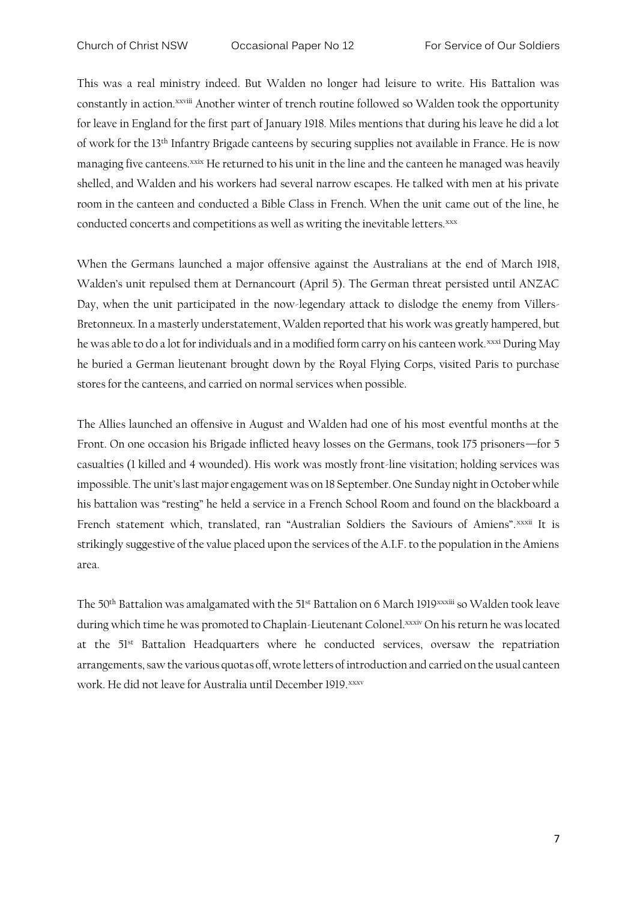This was a real ministry indeed. But Walden no longer had leisure to write. His Battalion was constantly in action.[xxviii] Another winter of trench routine followed so Walden took the opportunity for leave in England for the first part of January 1918. Miles mentions that during his leave he did a lot of work for the 13th Infantry Brigade canteens by securing supplies not available in France. He is now managing five canteens.[xxix] He returned to his unit in the line and the canteen he managed was heavily shelled, and Walden and his workers had several narrow escapes. He talked with men at his private room in the canteen and conducted a Bible Class in French. When the unit came out of the line, he conducted concerts and competitions as well as writing the inevitable letters.[xxx]

When the Germans launched a major offensive against the Australians at the end of March 1918, Walden's unit repulsed them at Dernancourt (April 5). The German threat persisted until ANZAC Day, when the unit participated in the now-legendary attack to dislodge the enemy from Villers-Bretonneux. In a masterly understatement, Walden reported that his work was greatly hampered, but he was able to do a lot for individuals and in a modified form carry on his canteen work.[xxxi] During May he buried a German lieutenant brought down by the Royal Flying Corps, visited Paris to purchase stores for the canteens, and carried on normal services when possible.

The Allies launched an offensive in August and Walden had one of his most eventful months at the Front. On one occasion his Brigade inflicted heavy losses on the Germans, took 175 prisoners—for 5 casualties (1 killed and 4 wounded). His work was mostly front-line visitation; holding services was impossible. The unit's last major engagement was on 18 September. One Sunday night in October while his battalion was "resting" he held a service in a French School Room and found on the blackboard a French statement which, translated, ran "Australian Soldiers the Saviours of Amiens".[xxxii] It is strikingly suggestive of the value placed upon the services of the A.I.F. to the population in the Amiens area.

The 50th Battalion was amalgamated with the 51st Battalion on 6 March 1919[xxxiii] so Walden took leave during which time he was promoted to Chaplain-Lieutenant Colonel.[xxxiv] On his return he was located at the 51st Battalion Headquarters where he conducted services, oversaw the repatriation arrangements, saw the various quotas off, wrote letters of introduction and carried on the usual canteen work. He did not leave for Australia until December 1919.[xxxv]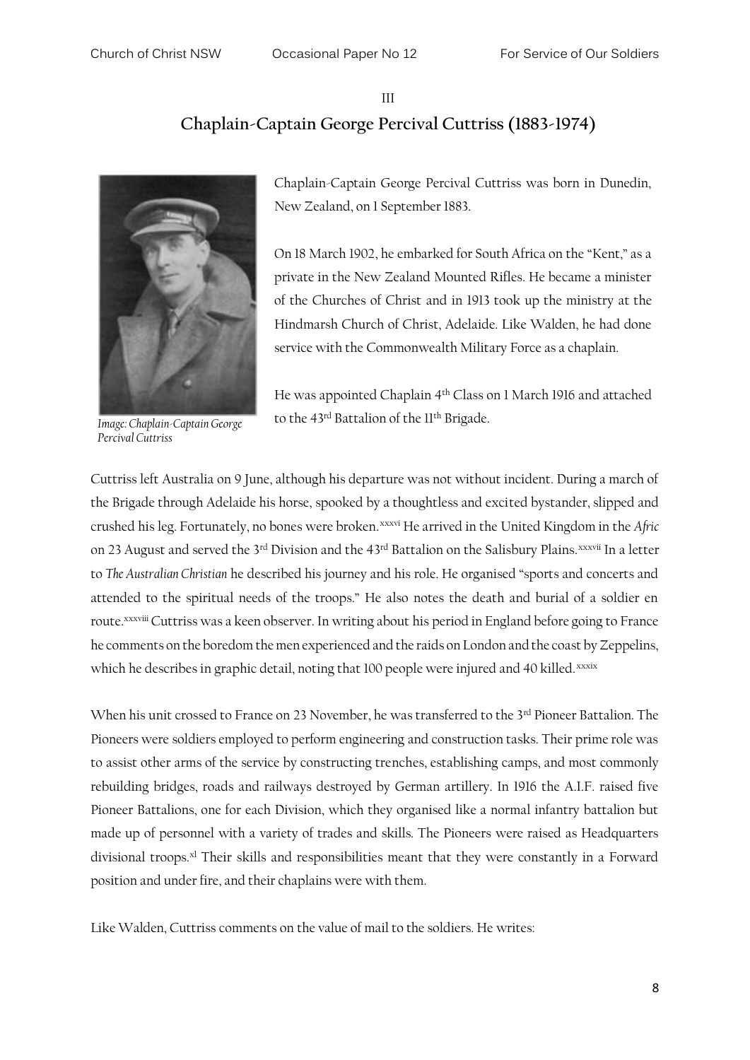III

## Chaplain-Captain George Percival Cuttriss (1883-1974)

*Image: Chaplain-Captain George Percival Cuttriss*

Chaplain-Captain George Percival Cuttriss was born in Dunedin, New Zealand, on 1 September 1883.

On 18 March 1902, he embarked for South Africa on the "Kent," as a private in the New Zealand Mounted Rifles. He became a minister of the Churches of Christ and in 1913 took up the ministry at the Hindmarsh Church of Christ, Adelaide. Like Walden, he had done service with the Commonwealth Military Force as a chaplain.

He was appointed Chaplain 4th Class on 1 March 1916 and attached to the 43rd Battalion of the 11th Brigade.

Cuttriss left Australia on 9 June, although his departure was not without incident. During a march of the Brigade through Adelaide his horse, spooked by a thoughtless and excited bystander, slipped and crushed his leg. Fortunately, no bones were broken.[xxxvi] He arrived in the United Kingdom in the *Afric* on 23 August and served the 3rd Division and the 43rd Battalion on the Salisbury Plains.[xxxvii] In a letter to *The Australian Christian* he described his journey and his role. He organised "sports and concerts and attended to the spiritual needs of the troops." He also notes the death and burial of a soldier en route.[xxxviii] Cuttriss was a keen observer. In writing about his period in England before going to France he comments on the boredom the men experienced and the raids on London and the coast by Zeppelins, which he describes in graphic detail, noting that 100 people were injured and 40 killed.[xxxix]

When his unit crossed to France on 23 November, he was transferred to the 3rd Pioneer Battalion. The Pioneers were soldiers employed to perform engineering and construction tasks. Their prime role was to assist other arms of the service by constructing trenches, establishing camps, and most commonly rebuilding bridges, roads and railways destroyed by German artillery. In 1916 the A.I.F. raised five Pioneer Battalions, one for each Division, which they organised like a normal infantry battalion but made up of personnel with a variety of trades and skills. The Pioneers were raised as Headquarters divisional troops.[xl] Their skills and responsibilities meant that they were constantly in a Forward position and under fire, and their chaplains were with them.

Like Walden, Cuttriss comments on the value of mail to the soldiers. He writes: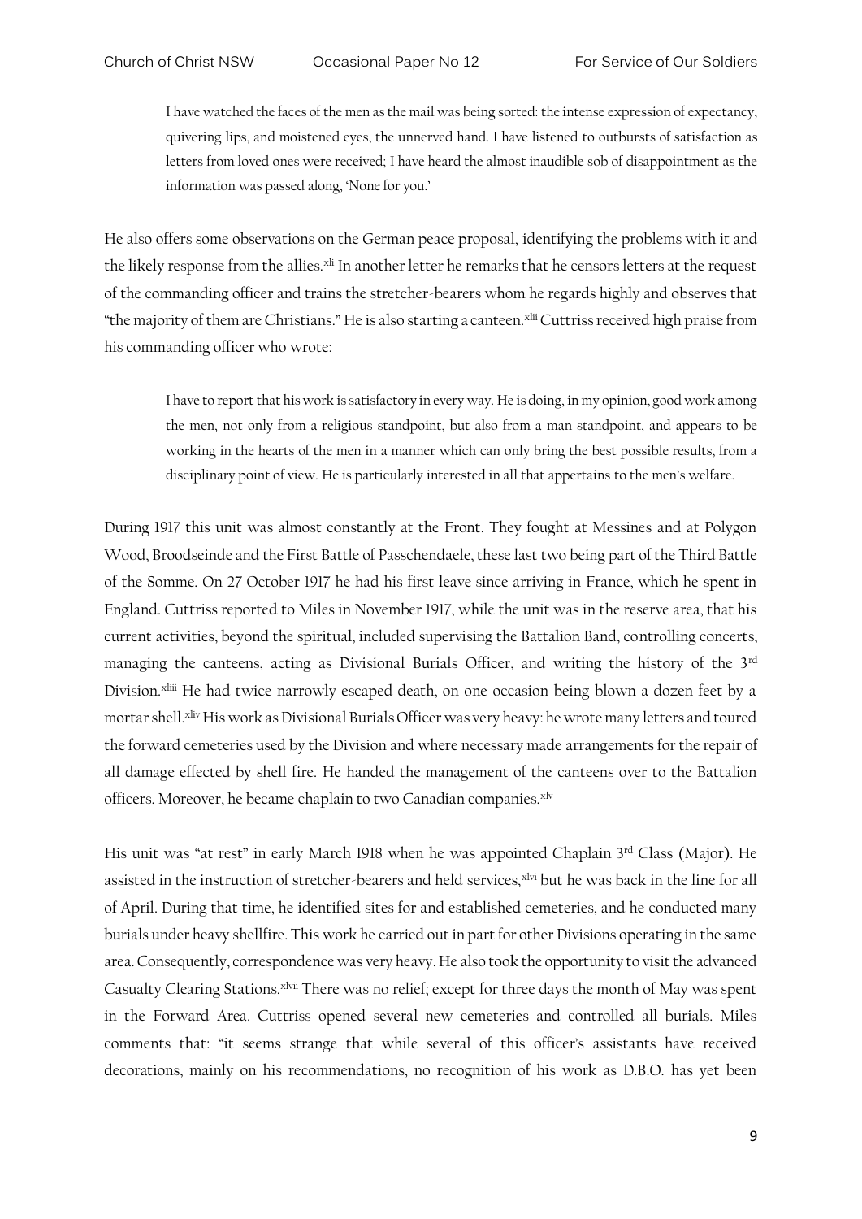> I have watched the faces of the men as the mail was being sorted: the intense expression of expectancy, quivering lips, and moistened eyes, the unnerved hand. I have listened to outbursts of satisfaction as letters from loved ones were received; I have heard the almost inaudible sob of disappointment as the information was passed along, 'None for you.'

He also offers some observations on the German peace proposal, identifying the problems with it and the likely response from the allies.[xli] In another letter he remarks that he censors letters at the request of the commanding officer and trains the stretcher-bearers whom he regards highly and observes that "the majority of them are Christians." He is also starting a canteen.[xlii] Cuttriss received high praise from his commanding officer who wrote:

> I have to report that his work is satisfactory in every way. He is doing, in my opinion, good work among the men, not only from a religious standpoint, but also from a man standpoint, and appears to be working in the hearts of the men in a manner which can only bring the best possible results, from a disciplinary point of view. He is particularly interested in all that appertains to the men's welfare.

During 1917 this unit was almost constantly at the Front. They fought at Messines and at Polygon Wood, Broodseinde and the First Battle of Passchendaele, these last two being part of the Third Battle of the Somme. On 27 October 1917 he had his first leave since arriving in France, which he spent in England. Cuttriss reported to Miles in November 1917, while the unit was in the reserve area, that his current activities, beyond the spiritual, included supervising the Battalion Band, controlling concerts, managing the canteens, acting as Divisional Burials Officer, and writing the history of the 3rd Division.[xliii] He had twice narrowly escaped death, on one occasion being blown a dozen feet by a mortar shell.[xliv] His work as Divisional Burials Officer was very heavy: he wrote many letters and toured the forward cemeteries used by the Division and where necessary made arrangements for the repair of all damage effected by shell fire. He handed the management of the canteens over to the Battalion officers. Moreover, he became chaplain to two Canadian companies.[xlv]

His unit was "at rest" in early March 1918 when he was appointed Chaplain 3rd Class (Major). He assisted in the instruction of stretcher-bearers and held services,[xlvi] but he was back in the line for all of April. During that time, he identified sites for and established cemeteries, and he conducted many burials under heavy shellfire. This work he carried out in part for other Divisions operating in the same area. Consequently, correspondence was very heavy. He also took the opportunity to visit the advanced Casualty Clearing Stations.[xlvii] There was no relief; except for three days the month of May was spent in the Forward Area. Cuttriss opened several new cemeteries and controlled all burials. Miles comments that: "it seems strange that while several of this officer's assistants have received decorations, mainly on his recommendations, no recognition of his work as D.B.O. has yet been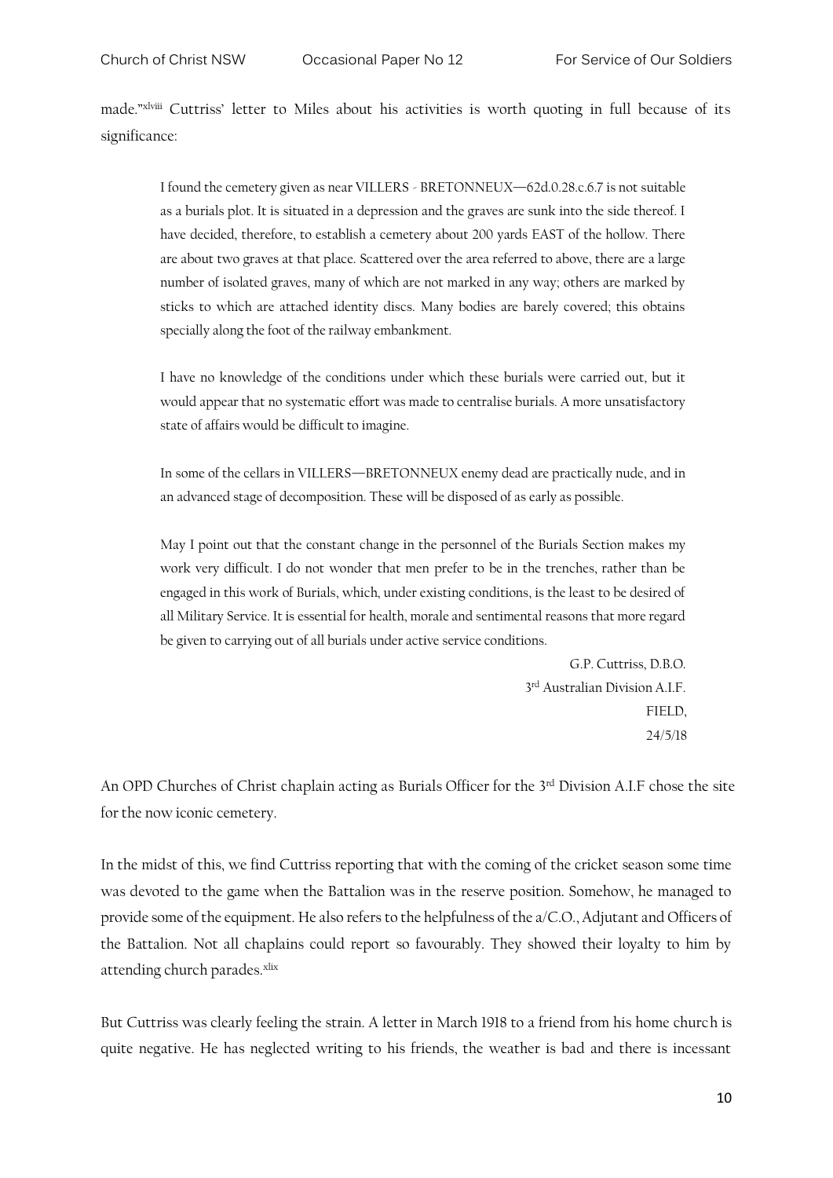made."[xlviii] Cuttriss' letter to Miles about his activities is worth quoting in full because of its significance:

> I found the cemetery given as near VILLERS - BRETONNEUX—62d.0.28.c.6.7 is not suitable as a burials plot. It is situated in a depression and the graves are sunk into the side thereof. I have decided, therefore, to establish a cemetery about 200 yards EAST of the hollow. There are about two graves at that place. Scattered over the area referred to above, there are a large number of isolated graves, many of which are not marked in any way; others are marked by sticks to which are attached identity discs. Many bodies are barely covered; this obtains specially along the foot of the railway embankment.
>
> I have no knowledge of the conditions under which these burials were carried out, but it would appear that no systematic effort was made to centralise burials. A more unsatisfactory state of affairs would be difficult to imagine.
>
> In some of the cellars in VILLERS—BRETONNEUX enemy dead are practically nude, and in an advanced stage of decomposition. These will be disposed of as early as possible.
>
> May I point out that the constant change in the personnel of the Burials Section makes my work very difficult. I do not wonder that men prefer to be in the trenches, rather than be engaged in this work of Burials, which, under existing conditions, is the least to be desired of all Military Service. It is essential for health, morale and sentimental reasons that more regard be given to carrying out of all burials under active service conditions.
>
> G.P. Cuttriss, D.B.O.
> 3rd Australian Division A.I.F.
> FIELD,
> 24/5/18

An OPD Churches of Christ chaplain acting as Burials Officer for the 3rd Division A.I.F chose the site for the now iconic cemetery.

In the midst of this, we find Cuttriss reporting that with the coming of the cricket season some time was devoted to the game when the Battalion was in the reserve position. Somehow, he managed to provide some of the equipment. He also refers to the helpfulness of the a/C.O., Adjutant and Officers of the Battalion. Not all chaplains could report so favourably. They showed their loyalty to him by attending church parades.[xlix]

But Cuttriss was clearly feeling the strain. A letter in March 1918 to a friend from his home church is quite negative. He has neglected writing to his friends, the weather is bad and there is incessant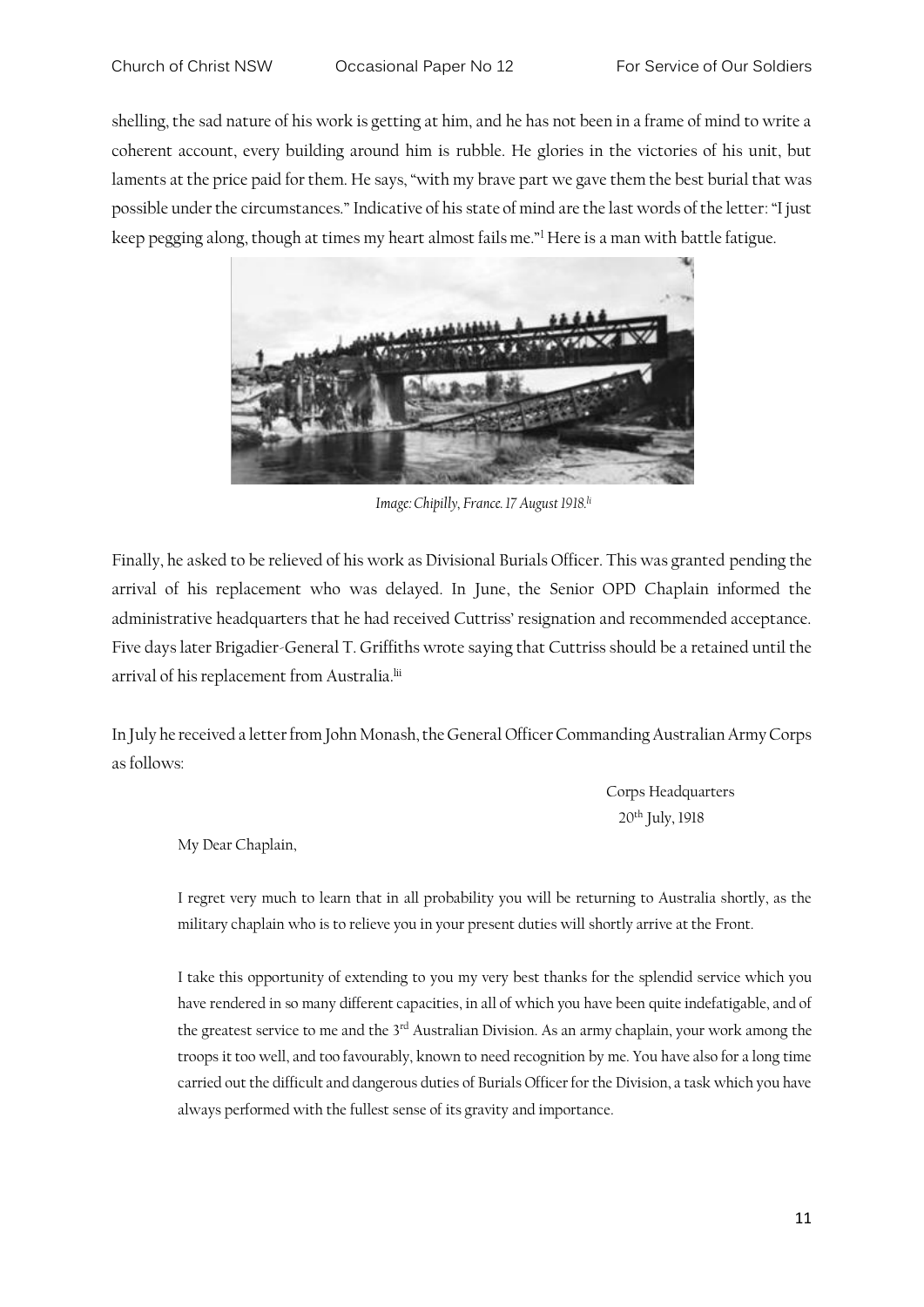shelling, the sad nature of his work is getting at him, and he has not been in a frame of mind to write a coherent account, every building around him is rubble. He glories in the victories of his unit, but laments at the price paid for them. He says, "with my brave part we gave them the best burial that was possible under the circumstances." Indicative of his state of mind are the last words of the letter: "I just keep pegging along, though at times my heart almost fails me."[l] Here is a man with battle fatigue.

*Image: Chipilly, France. 17 August 1918.*[li]

Finally, he asked to be relieved of his work as Divisional Burials Officer. This was granted pending the arrival of his replacement who was delayed. In June, the Senior OPD Chaplain informed the administrative headquarters that he had received Cuttriss' resignation and recommended acceptance. Five days later Brigadier-General T. Griffiths wrote saying that Cuttriss should be a retained until the arrival of his replacement from Australia.[lii]

In July he received a letter from John Monash, the General Officer Commanding Australian Army Corps as follows:

> Corps Headquarters
> 20th July, 1918
>
> My Dear Chaplain,
>
> I regret very much to learn that in all probability you will be returning to Australia shortly, as the military chaplain who is to relieve you in your present duties will shortly arrive at the Front.
>
> I take this opportunity of extending to you my very best thanks for the splendid service which you have rendered in so many different capacities, in all of which you have been quite indefatigable, and of the greatest service to me and the 3rd Australian Division. As an army chaplain, your work among the troops it too well, and too favourably, known to need recognition by me. You have also for a long time carried out the difficult and dangerous duties of Burials Officer for the Division, a task which you have always performed with the fullest sense of its gravity and importance.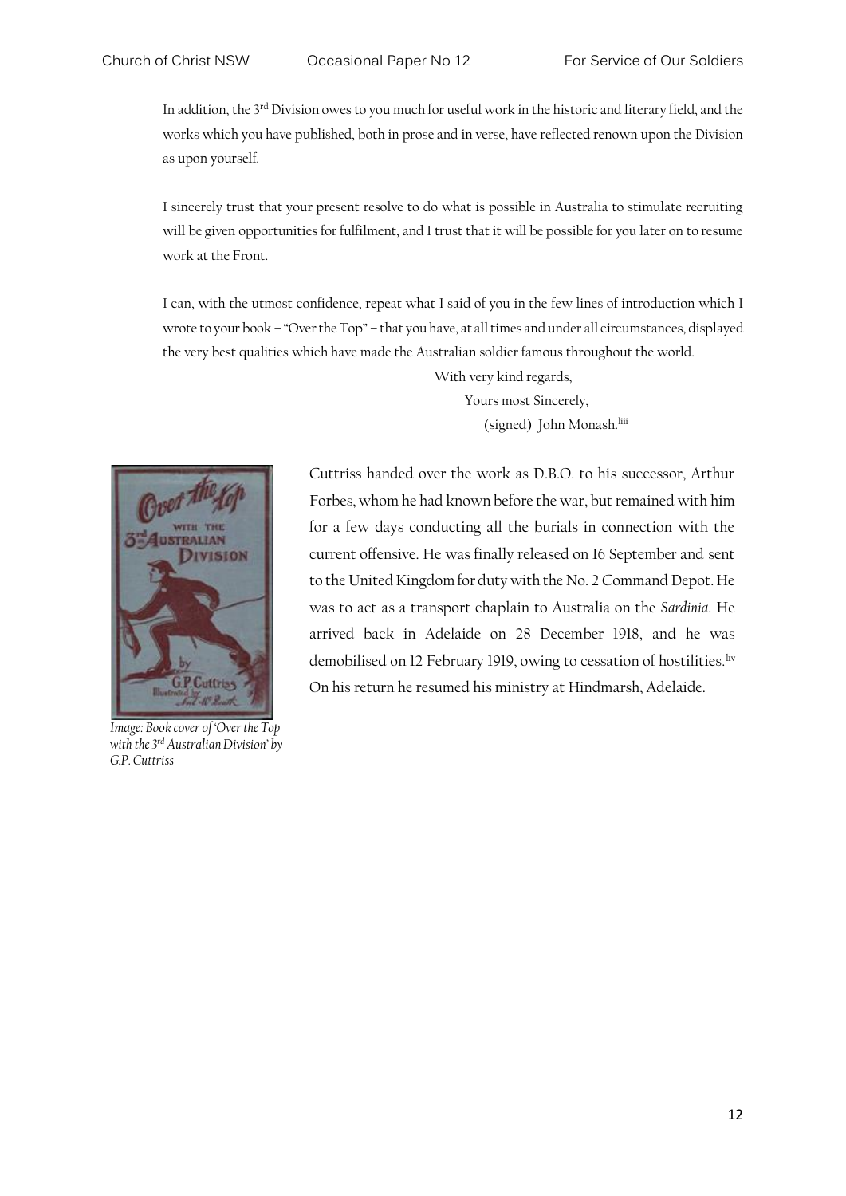In addition, the 3rd Division owes to you much for useful work in the historic and literary field, and the works which you have published, both in prose and in verse, have reflected renown upon the Division as upon yourself.

I sincerely trust that your present resolve to do what is possible in Australia to stimulate recruiting will be given opportunities for fulfilment, and I trust that it will be possible for you later on to resume work at the Front.

I can, with the utmost confidence, repeat what I said of you in the few lines of introduction which I wrote to your book – "Over the Top" – that you have, at all times and under all circumstances, displayed the very best qualities which have made the Australian soldier famous throughout the world.

With very kind regards,

Yours most Sincerely,

(signed) John Monash.[liii]

Cuttriss handed over the work as D.B.O. to his successor, Arthur Forbes, whom he had known before the war, but remained with him for a few days conducting all the burials in connection with the current offensive. He was finally released on 16 September and sent to the United Kingdom for duty with the No. 2 Command Depot. He was to act as a transport chaplain to Australia on the *Sardinia*. He arrived back in Adelaide on 28 December 1918, and he was demobilised on 12 February 1919, owing to cessation of hostilities.[liv] On his return he resumed his ministry at Hindmarsh, Adelaide.

*Image: Book cover of 'Over the Top with the 3rd Australian Division' by G.P. Cuttriss*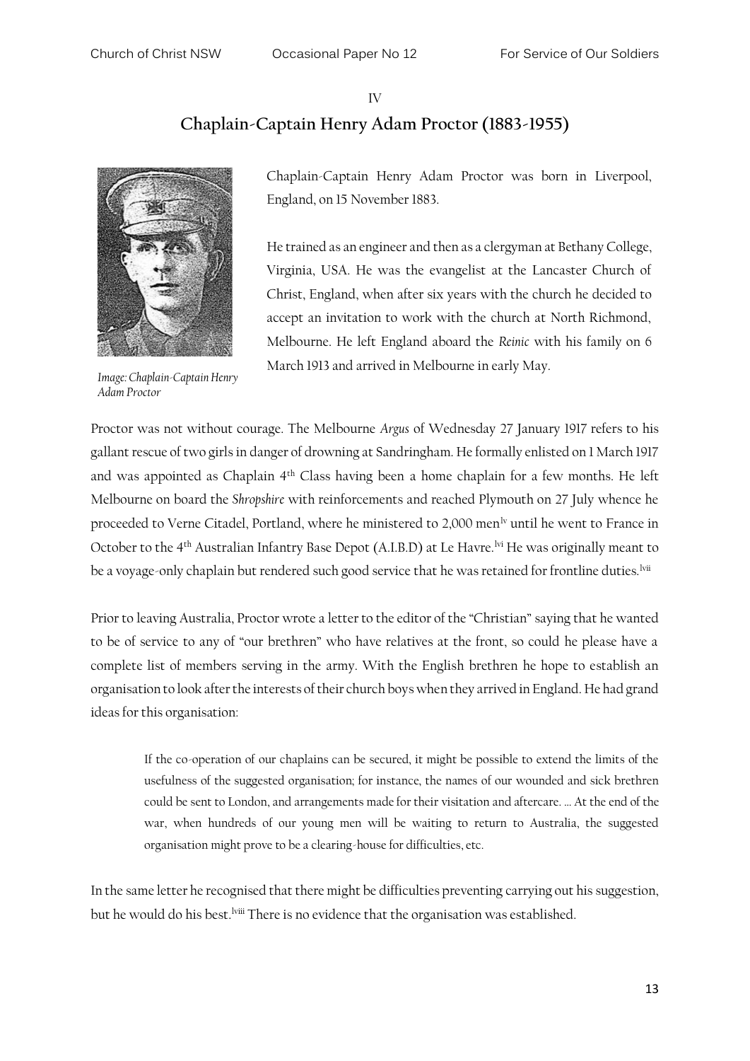IV

## Chaplain-Captain Henry Adam Proctor (1883-1955)

Image: Chaplain-Captain Henry Adam Proctor

Chaplain-Captain Henry Adam Proctor was born in Liverpool, England, on 15 November 1883.

He trained as an engineer and then as a clergyman at Bethany College, Virginia, USA. He was the evangelist at the Lancaster Church of Christ, England, when after six years with the church he decided to accept an invitation to work with the church at North Richmond, Melbourne. He left England aboard the *Reinic* with his family on 6 March 1913 and arrived in Melbourne in early May.

Proctor was not without courage. The Melbourne *Argus* of Wednesday 27 January 1917 refers to his gallant rescue of two girls in danger of drowning at Sandringham. He formally enlisted on 1 March 1917 and was appointed as Chaplain 4th Class having been a home chaplain for a few months. He left Melbourne on board the *Shropshire* with reinforcements and reached Plymouth on 27 July whence he proceeded to Verne Citadel, Portland, where he ministered to 2,000 men[lv] until he went to France in October to the 4th Australian Infantry Base Depot (A.I.B.D) at Le Havre.[lvi] He was originally meant to be a voyage-only chaplain but rendered such good service that he was retained for frontline duties.[lvii]

Prior to leaving Australia, Proctor wrote a letter to the editor of the "Christian" saying that he wanted to be of service to any of "our brethren" who have relatives at the front, so could he please have a complete list of members serving in the army. With the English brethren he hope to establish an organisation to look after the interests of their church boys when they arrived in England. He had grand ideas for this organisation:

> If the co-operation of our chaplains can be secured, it might be possible to extend the limits of the usefulness of the suggested organisation; for instance, the names of our wounded and sick brethren could be sent to London, and arrangements made for their visitation and aftercare. … At the end of the war, when hundreds of our young men will be waiting to return to Australia, the suggested organisation might prove to be a clearing-house for difficulties, etc.

In the same letter he recognised that there might be difficulties preventing carrying out his suggestion, but he would do his best.[lviii] There is no evidence that the organisation was established.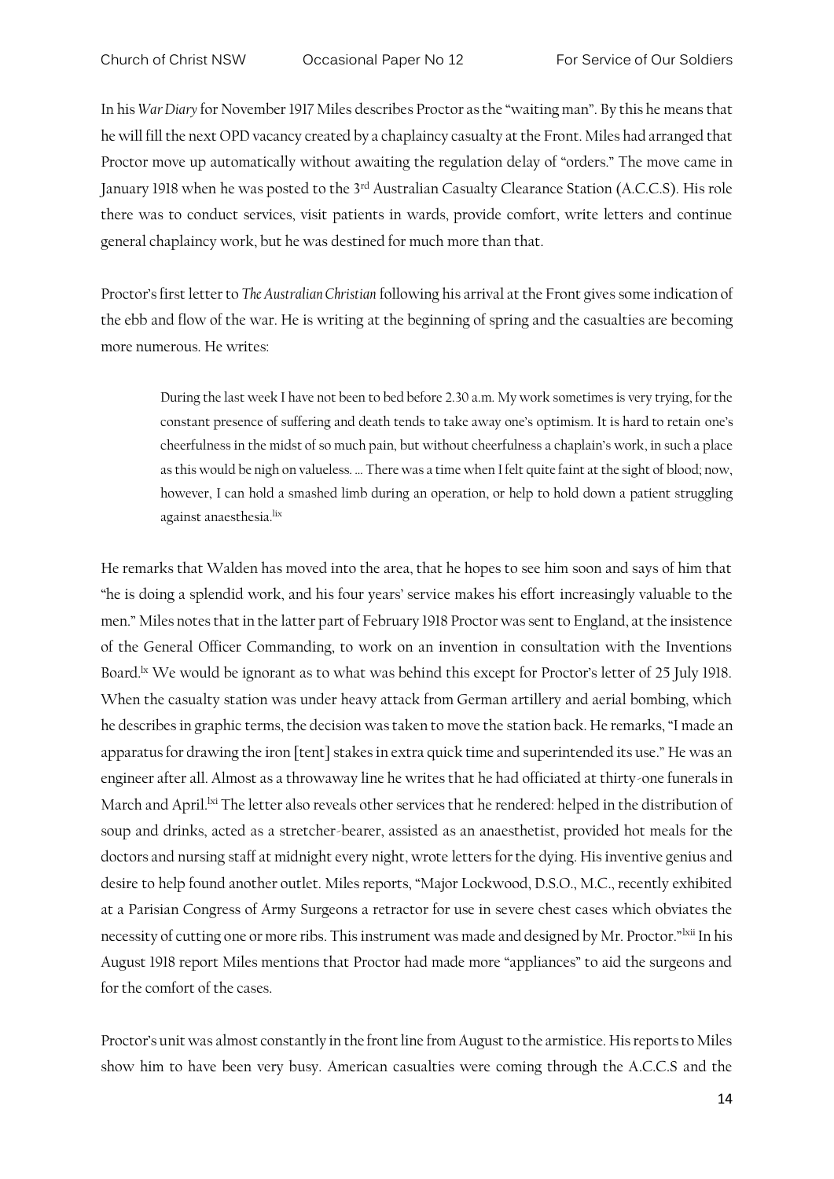In his *War Diary* for November 1917 Miles describes Proctor as the "waiting man". By this he means that he will fill the next OPD vacancy created by a chaplaincy casualty at the Front. Miles had arranged that Proctor move up automatically without awaiting the regulation delay of "orders." The move came in January 1918 when he was posted to the 3rd Australian Casualty Clearance Station (A.C.C.S). His role there was to conduct services, visit patients in wards, provide comfort, write letters and continue general chaplaincy work, but he was destined for much more than that.

Proctor's first letter to *The Australian Christian* following his arrival at the Front gives some indication of the ebb and flow of the war. He is writing at the beginning of spring and the casualties are becoming more numerous. He writes:

> During the last week I have not been to bed before 2.30 a.m. My work sometimes is very trying, for the constant presence of suffering and death tends to take away one's optimism. It is hard to retain one's cheerfulness in the midst of so much pain, but without cheerfulness a chaplain's work, in such a place as this would be nigh on valueless. … There was a time when I felt quite faint at the sight of blood; now, however, I can hold a smashed limb during an operation, or help to hold down a patient struggling against anaesthesia.[lix]

He remarks that Walden has moved into the area, that he hopes to see him soon and says of him that "he is doing a splendid work, and his four years' service makes his effort increasingly valuable to the men." Miles notes that in the latter part of February 1918 Proctor was sent to England, at the insistence of the General Officer Commanding, to work on an invention in consultation with the Inventions Board.[lx] We would be ignorant as to what was behind this except for Proctor's letter of 25 July 1918. When the casualty station was under heavy attack from German artillery and aerial bombing, which he describes in graphic terms, the decision was taken to move the station back. He remarks, "I made an apparatus for drawing the iron [tent] stakes in extra quick time and superintended its use." He was an engineer after all. Almost as a throwaway line he writes that he had officiated at thirty-one funerals in March and April.[lxi] The letter also reveals other services that he rendered: helped in the distribution of soup and drinks, acted as a stretcher-bearer, assisted as an anaesthetist, provided hot meals for the doctors and nursing staff at midnight every night, wrote letters for the dying. His inventive genius and desire to help found another outlet. Miles reports, "Major Lockwood, D.S.O., M.C., recently exhibited at a Parisian Congress of Army Surgeons a retractor for use in severe chest cases which obviates the necessity of cutting one or more ribs. This instrument was made and designed by Mr. Proctor."[lxii] In his August 1918 report Miles mentions that Proctor had made more "appliances" to aid the surgeons and for the comfort of the cases.

Proctor's unit was almost constantly in the front line from August to the armistice. His reports to Miles show him to have been very busy. American casualties were coming through the A.C.C.S and the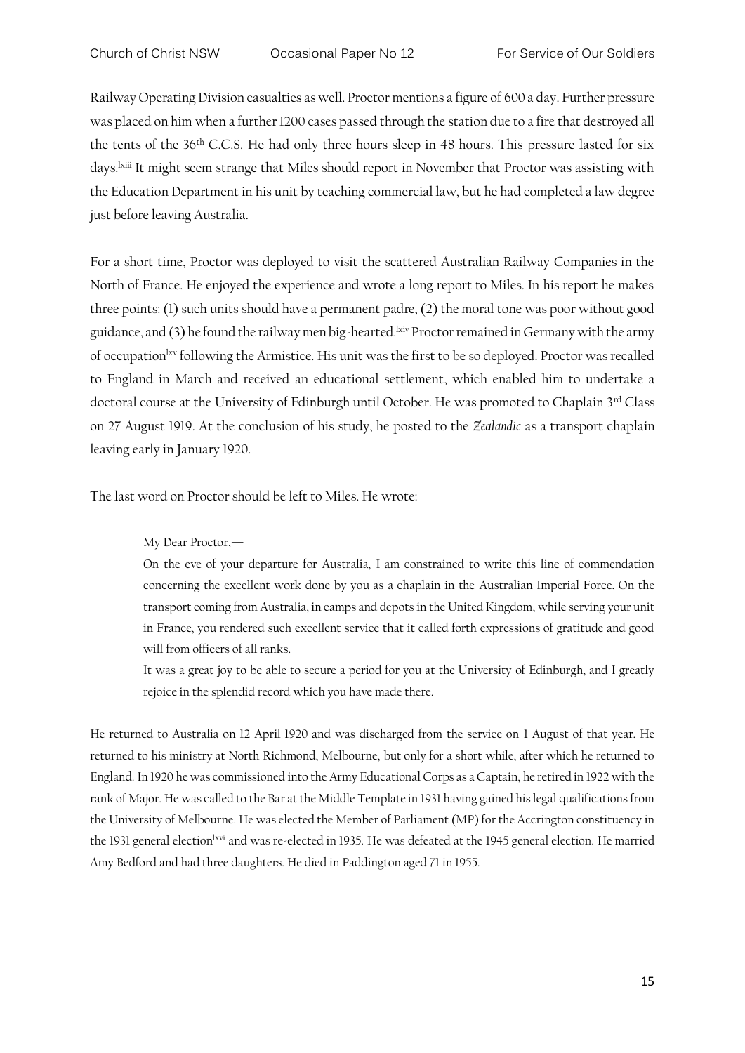Railway Operating Division casualties as well. Proctor mentions a figure of 600 a day. Further pressure was placed on him when a further 1200 cases passed through the station due to a fire that destroyed all the tents of the 36th C.C.S. He had only three hours sleep in 48 hours. This pressure lasted for six days.[lxiii] It might seem strange that Miles should report in November that Proctor was assisting with the Education Department in his unit by teaching commercial law, but he had completed a law degree just before leaving Australia.

For a short time, Proctor was deployed to visit the scattered Australian Railway Companies in the North of France. He enjoyed the experience and wrote a long report to Miles. In his report he makes three points: (1) such units should have a permanent padre, (2) the moral tone was poor without good guidance, and (3) he found the railway men big-hearted.[lxiv] Proctor remained in Germany with the army of occupation[lxv] following the Armistice. His unit was the first to be so deployed. Proctor was recalled to England in March and received an educational settlement, which enabled him to undertake a doctoral course at the University of Edinburgh until October. He was promoted to Chaplain 3rd Class on 27 August 1919. At the conclusion of his study, he posted to the *Zealandic* as a transport chaplain leaving early in January 1920.

The last word on Proctor should be left to Miles. He wrote:

> My Dear Proctor,—
>
> On the eve of your departure for Australia, I am constrained to write this line of commendation concerning the excellent work done by you as a chaplain in the Australian Imperial Force. On the transport coming from Australia, in camps and depots in the United Kingdom, while serving your unit in France, you rendered such excellent service that it called forth expressions of gratitude and good will from officers of all ranks.
>
> It was a great joy to be able to secure a period for you at the University of Edinburgh, and I greatly rejoice in the splendid record which you have made there.

He returned to Australia on 12 April 1920 and was discharged from the service on 1 August of that year. He returned to his ministry at North Richmond, Melbourne, but only for a short while, after which he returned to England. In 1920 he was commissioned into the Army Educational Corps as a Captain, he retired in 1922 with the rank of Major. He was called to the Bar at the Middle Template in 1931 having gained his legal qualifications from the University of Melbourne. He was elected the Member of Parliament (MP) for the Accrington constituency in the 1931 general election[lxvi] and was re-elected in 1935. He was defeated at the 1945 general election. He married Amy Bedford and had three daughters. He died in Paddington aged 71 in 1955.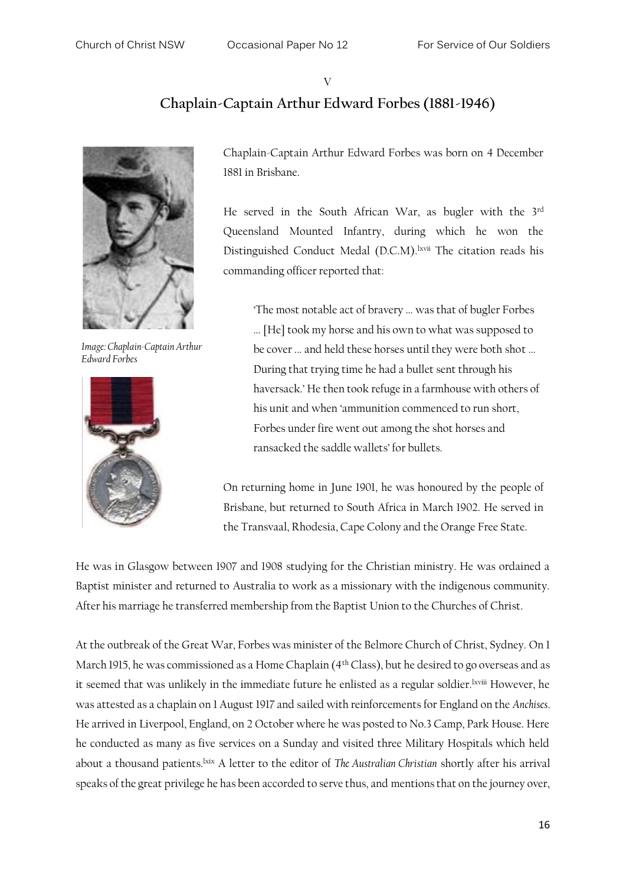V

## Chaplain-Captain Arthur Edward Forbes (1881-1946)

*Image: Chaplain-Captain Arthur Edward Forbes*

Chaplain-Captain Arthur Edward Forbes was born on 4 December 1881 in Brisbane.

He served in the South African War, as bugler with the 3rd Queensland Mounted Infantry, during which he won the Distinguished Conduct Medal (D.C.M).[lxvii] The citation reads his commanding officer reported that:

> 'The most notable act of bravery … was that of bugler Forbes … [He] took my horse and his own to what was supposed to be cover … and held these horses until they were both shot … During that trying time he had a bullet sent through his haversack.' He then took refuge in a farmhouse with others of his unit and when 'ammunition commenced to run short, Forbes under fire went out among the shot horses and ransacked the saddle wallets' for bullets.

On returning home in June 1901, he was honoured by the people of Brisbane, but returned to South Africa in March 1902. He served in the Transvaal, Rhodesia, Cape Colony and the Orange Free State.

He was in Glasgow between 1907 and 1908 studying for the Christian ministry. He was ordained a Baptist minister and returned to Australia to work as a missionary with the indigenous community. After his marriage he transferred membership from the Baptist Union to the Churches of Christ.

At the outbreak of the Great War, Forbes was minister of the Belmore Church of Christ, Sydney. On 1 March 1915, he was commissioned as a Home Chaplain (4th Class), but he desired to go overseas and as it seemed that was unlikely in the immediate future he enlisted as a regular soldier.[lxviii] However, he was attested as a chaplain on 1 August 1917 and sailed with reinforcements for England on the *Anchises*. He arrived in Liverpool, England, on 2 October where he was posted to No.3 Camp, Park House. Here he conducted as many as five services on a Sunday and visited three Military Hospitals which held about a thousand patients.[lxix] A letter to the editor of *The Australian Christian* shortly after his arrival speaks of the great privilege he has been accorded to serve thus, and mentions that on the journey over,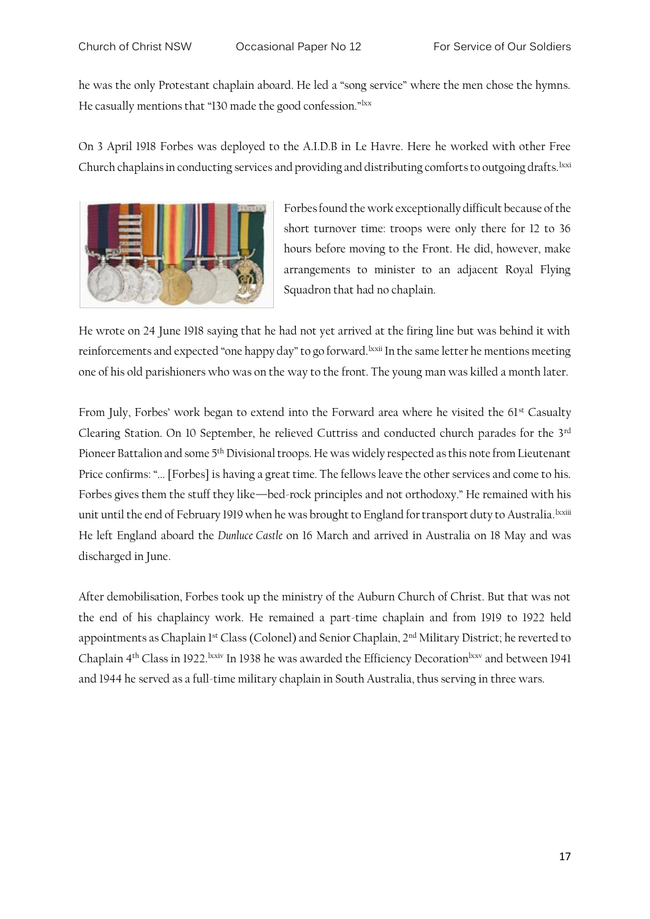he was the only Protestant chaplain aboard. He led a "song service" where the men chose the hymns. He casually mentions that "130 made the good confession."[lxx]

On 3 April 1918 Forbes was deployed to the A.I.D.B in Le Havre. Here he worked with other Free Church chaplains in conducting services and providing and distributing comforts to outgoing drafts.[lxxi]

Forbes found the work exceptionally difficult because of the short turnover time: troops were only there for 12 to 36 hours before moving to the Front. He did, however, make arrangements to minister to an adjacent Royal Flying Squadron that had no chaplain.

He wrote on 24 June 1918 saying that he had not yet arrived at the firing line but was behind it with reinforcements and expected "one happy day" to go forward.[lxxii] In the same letter he mentions meeting one of his old parishioners who was on the way to the front. The young man was killed a month later.

From July, Forbes' work began to extend into the Forward area where he visited the 61st Casualty Clearing Station. On 10 September, he relieved Cuttriss and conducted church parades for the 3rd Pioneer Battalion and some 5th Divisional troops. He was widely respected as this note from Lieutenant Price confirms: "… [Forbes] is having a great time. The fellows leave the other services and come to his. Forbes gives them the stuff they like—bed-rock principles and not orthodoxy." He remained with his unit until the end of February 1919 when he was brought to England for transport duty to Australia.[lxxiii] He left England aboard the *Dunluce Castle* on 16 March and arrived in Australia on 18 May and was discharged in June.

After demobilisation, Forbes took up the ministry of the Auburn Church of Christ. But that was not the end of his chaplaincy work. He remained a part-time chaplain and from 1919 to 1922 held appointments as Chaplain 1st Class (Colonel) and Senior Chaplain, 2nd Military District; he reverted to Chaplain 4th Class in 1922.[lxxiv] In 1938 he was awarded the Efficiency Decoration[lxxv] and between 1941 and 1944 he served as a full-time military chaplain in South Australia, thus serving in three wars.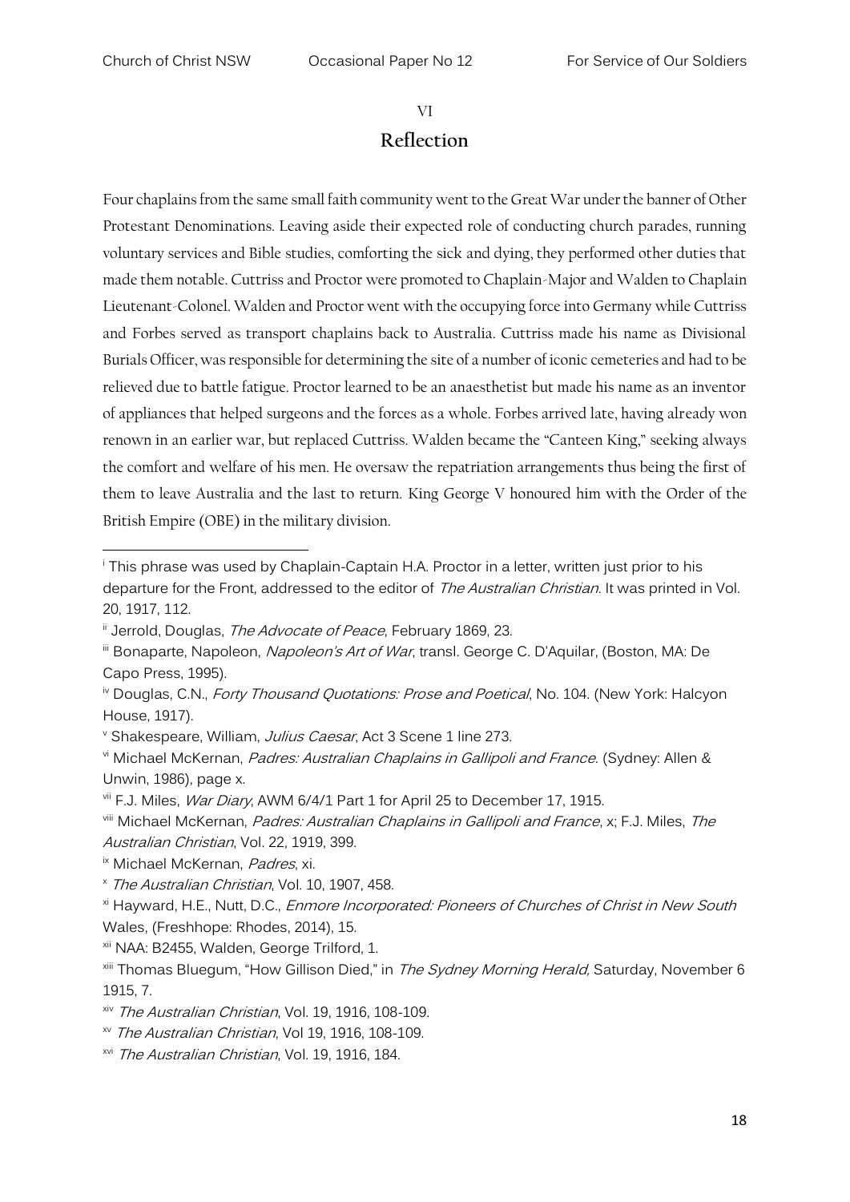## VI

## Reflection

Four chaplains from the same small faith community went to the Great War under the banner of Other Protestant Denominations. Leaving aside their expected role of conducting church parades, running voluntary services and Bible studies, comforting the sick and dying, they performed other duties that made them notable. Cuttriss and Proctor were promoted to Chaplain-Major and Walden to Chaplain Lieutenant-Colonel. Walden and Proctor went with the occupying force into Germany while Cuttriss and Forbes served as transport chaplains back to Australia. Cuttriss made his name as Divisional Burials Officer, was responsible for determining the site of a number of iconic cemeteries and had to be relieved due to battle fatigue. Proctor learned to be an anaesthetist but made his name as an inventor of appliances that helped surgeons and the forces as a whole. Forbes arrived late, having already won renown in an earlier war, but replaced Cuttriss. Walden became the "Canteen King," seeking always the comfort and welfare of his men. He oversaw the repatriation arrangements thus being the first of them to leave Australia and the last to return. King George V honoured him with the Order of the British Empire (OBE) in the military division.

---

[i] This phrase was used by Chaplain-Captain H.A. Proctor in a letter, written just prior to his departure for the Front, addressed to the editor of *The Australian Christian*. It was printed in Vol. 20, 1917, 112.

[ii] Jerrold, Douglas, *The Advocate of Peace*, February 1869, 23.

[iii] Bonaparte, Napoleon, *Napoleon's Art of War*, transl. George C. D'Aquilar, (Boston, MA: De Capo Press, 1995).

[iv] Douglas, C.N., *Forty Thousand Quotations: Prose and Poetical*, No. 104. (New York: Halcyon House, 1917).

[v] Shakespeare, William, *Julius Caesar*, Act 3 Scene 1 line 273.

[vi] Michael McKernan, *Padres: Australian Chaplains in Gallipoli and France*. (Sydney: Allen & Unwin, 1986), page x.

[vii] F.J. Miles, *War Diary*, AWM 6/4/1 Part 1 for April 25 to December 17, 1915.

[viii] Michael McKernan, *Padres: Australian Chaplains in Gallipoli and France*, x; F.J. Miles, *The Australian Christian*, Vol. 22, 1919, 399.

[ix] Michael McKernan, *Padres*, xi.

[x] *The Australian Christian*, Vol. 10, 1907, 458.

[xi] Hayward, H.E., Nutt, D.C., *Enmore Incorporated: Pioneers of Churches of Christ in New South* Wales, (Freshhope: Rhodes, 2014), 15.

[xii] NAA: B2455, Walden, George Trilford, 1.

[xiii] Thomas Bluegum, "How Gillison Died," in *The Sydney Morning Herald,* Saturday, November 6 1915, 7.

[xiv] *The Australian Christian*, Vol. 19, 1916, 108-109.

[xv] *The Australian Christian*, Vol 19, 1916, 108-109.

[xvi] *The Australian Christian*, Vol. 19, 1916, 184.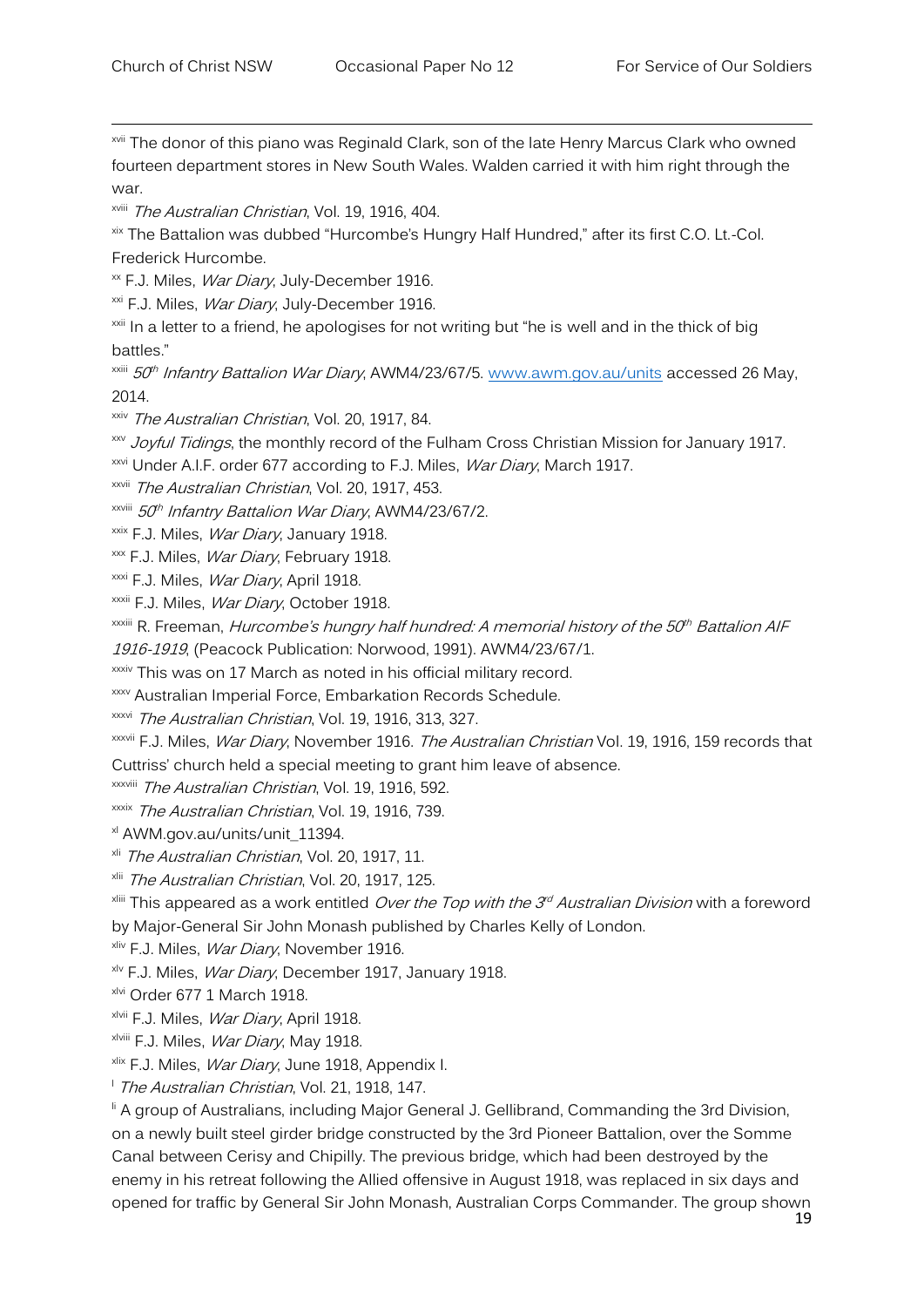[xvii] The donor of this piano was Reginald Clark, son of the late Henry Marcus Clark who owned fourteen department stores in New South Wales. Walden carried it with him right through the war.

[xviii] *The Australian Christian*, Vol. 19, 1916, 404.

[xix] The Battalion was dubbed "Hurcombe's Hungry Half Hundred," after its first C.O. Lt.-Col. Frederick Hurcombe.

[xx] F.J. Miles, *War Diary*, July-December 1916.

[xxi] F.J. Miles, *War Diary*, July-December 1916.

[xxii] In a letter to a friend, he apologises for not writing but "he is well and in the thick of big battles."

[xxiii] *50th Infantry Battalion War Diary*, AWM4/23/67/5. [www.awm.gov.au/units](www.awm.gov.au/units) accessed 26 May, 2014.

[xxiv] *The Australian Christian*, Vol. 20, 1917, 84.

[xxv] *Joyful Tidings*, the monthly record of the Fulham Cross Christian Mission for January 1917.

[xxvi] Under A.I.F. order 677 according to F.J. Miles, *War Diary*, March 1917.

[xxvii] *The Australian Christian*, Vol. 20, 1917, 453.

[xxviii] *50th Infantry Battalion War Diary*, AWM4/23/67/2.

[xxix] F.J. Miles, *War Diary*, January 1918.

[xxx] F.J. Miles, *War Diary*, February 1918.

[xxxi] F.J. Miles, *War Diary*, April 1918.

[xxxii] F.J. Miles, *War Diary*, October 1918.

[xxxiii] R. Freeman, *Hurcombe's hungry half hundred: A memorial history of the 50th Battalion AIF 1916-1919*, (Peacock Publication: Norwood, 1991). AWM4/23/67/1.

[xxxiv] This was on 17 March as noted in his official military record.

[xxxv] Australian Imperial Force, Embarkation Records Schedule.

[xxxvi] *The Australian Christian*, Vol. 19, 1916, 313, 327.

[xxxvii] F.J. Miles, *War Diary*, November 1916. *The Australian Christian* Vol. 19, 1916, 159 records that Cuttriss' church held a special meeting to grant him leave of absence.

[xxxviii] *The Australian Christian*, Vol. 19, 1916, 592.

[xxxix] *The Australian Christian*, Vol. 19, 1916, 739.

[xl] AWM.gov.au/units/unit_11394.

[xli] *The Australian Christian*, Vol. 20, 1917, 11.

[xlii] *The Australian Christian*, Vol. 20, 1917, 125.

[xliii] This appeared as a work entitled *Over the Top with the 3rd Australian Division* with a foreword by Major-General Sir John Monash published by Charles Kelly of London.

[xliv] F.J. Miles, *War Diary*, November 1916.

[xlv] F.J. Miles, *War Diary*, December 1917, January 1918.

[xlvi] Order 677 1 March 1918.

[xlvii] F.J. Miles, *War Diary*, April 1918.

[xlviii] F.J. Miles, *War Diary*, May 1918.

[xlix] F.J. Miles, *War Diary*, June 1918, Appendix I.

[l] *The Australian Christian*, Vol. 21, 1918, 147.

[li] A group of Australians, including Major General J. Gellibrand, Commanding the 3rd Division, on a newly built steel girder bridge constructed by the 3rd Pioneer Battalion, over the Somme Canal between Cerisy and Chipilly. The previous bridge, which had been destroyed by the enemy in his retreat following the Allied offensive in August 1918, was replaced in six days and opened for traffic by General Sir John Monash, Australian Corps Commander. The group shown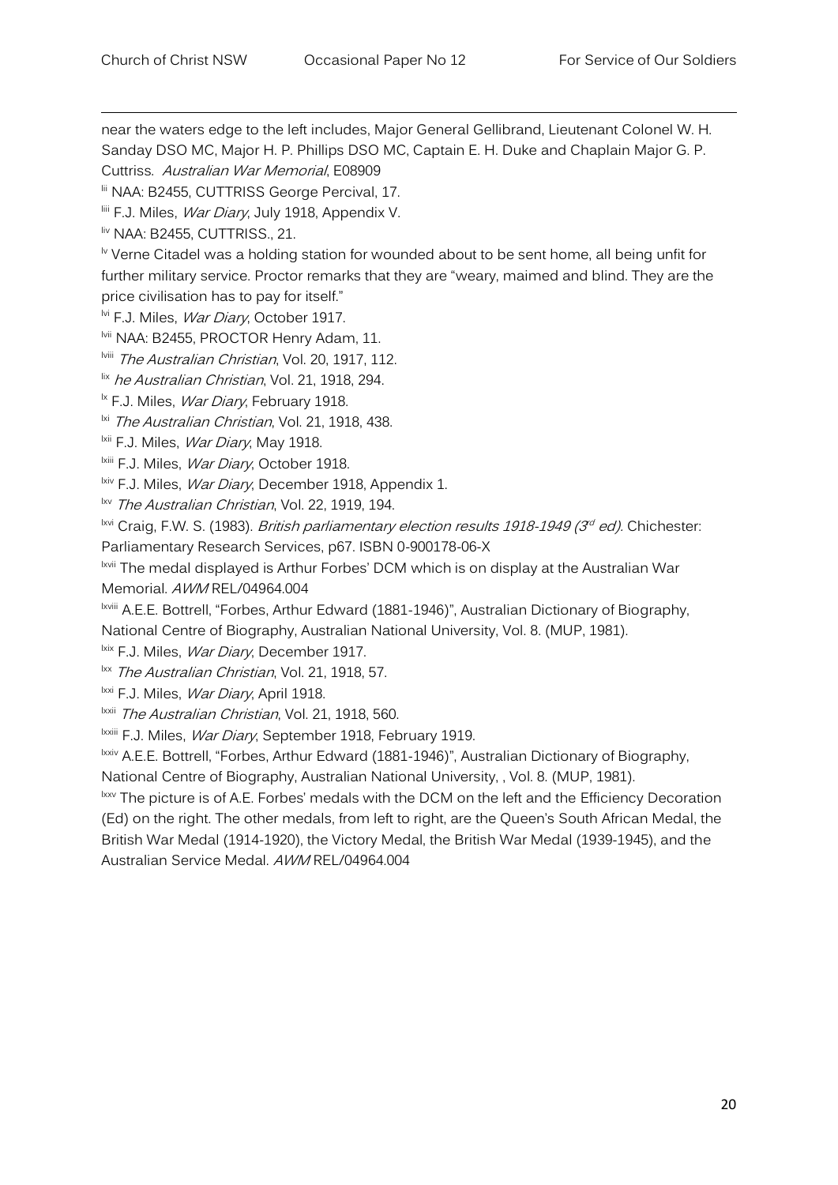near the waters edge to the left includes, Major General Gellibrand, Lieutenant Colonel W. H. Sanday DSO MC, Major H. P. Phillips DSO MC, Captain E. H. Duke and Chaplain Major G. P. Cuttriss. *Australian War Memorial*, E08909

[lii] NAA: B2455, CUTTRISS George Percival, 17.

[liii] F.J. Miles, *War Diary*, July 1918, Appendix V.

[liv] NAA: B2455, CUTTRISS., 21.

[lv] Verne Citadel was a holding station for wounded about to be sent home, all being unfit for further military service. Proctor remarks that they are "weary, maimed and blind. They are the price civilisation has to pay for itself."

[lvi] F.J. Miles, *War Diary*, October 1917.

[lvii] NAA: B2455, PROCTOR Henry Adam, 11.

[lviii] *The Australian Christian*, Vol. 20, 1917, 112.

[lix] *he Australian Christian*, Vol. 21, 1918, 294.

[lx] F.J. Miles, *War Diary*, February 1918.

[lxi] *The Australian Christian*, Vol. 21, 1918, 438.

[lxii] F.J. Miles, *War Diary*, May 1918.

[lxiii] F.J. Miles, *War Diary*, October 1918.

[lxiv] F.J. Miles, *War Diary*, December 1918, Appendix 1.

[lxv] *The Australian Christian*, Vol. 22, 1919, 194.

[lxvi] Craig, F.W. S. (1983). *British parliamentary election results 1918-1949 (3rd ed).* Chichester: Parliamentary Research Services, p67. ISBN 0-900178-06-X

[lxvii] The medal displayed is Arthur Forbes' DCM which is on display at the Australian War Memorial. *AWM* REL/04964.004

[lxviii] A.E.E. Bottrell, "Forbes, Arthur Edward (1881-1946)", Australian Dictionary of Biography, National Centre of Biography, Australian National University, Vol. 8. (MUP, 1981).

[lxix] F.J. Miles, *War Diary*, December 1917.

[lxx] *The Australian Christian*, Vol. 21, 1918, 57.

[lxxi] F.J. Miles, *War Diary*, April 1918.

[lxxii] *The Australian Christian*, Vol. 21, 1918, 560.

[lxxiii] F.J. Miles, *War Diary*, September 1918, February 1919.

[lxxiv] A.E.E. Bottrell, "Forbes, Arthur Edward (1881-1946)", Australian Dictionary of Biography, National Centre of Biography, Australian National University, , Vol. 8. (MUP, 1981).

[lxxv] The picture is of A.E. Forbes' medals with the DCM on the left and the Efficiency Decoration (Ed) on the right. The other medals, from left to right, are the Queen's South African Medal, the British War Medal (1914-1920), the Victory Medal, the British War Medal (1939-1945), and the Australian Service Medal. *AWM* REL/04964.004